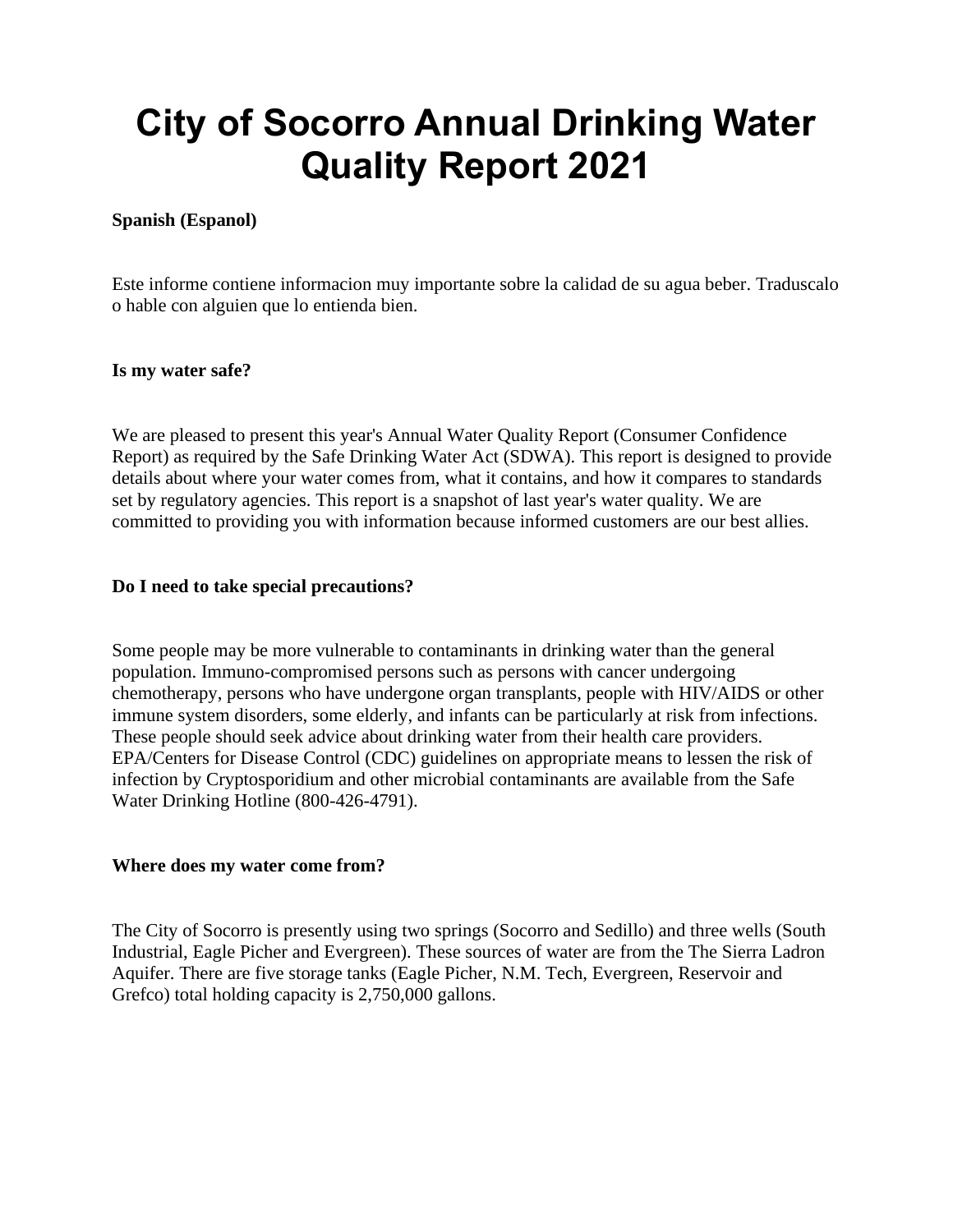# City of Socorro Annual Drinking Water Quality Report 2021

**Spanish (Espanol)**

Este informe contiene informacion muy importante sobre la calidad de su agua beber. Traduscalo o hable con alguien que lo entienda bien.

**Is my water safe?**

We are pleased to present this year's Annual Water Quality Report (Consumer Confidence Report) as required by the Safe Drinking Water Act (SDWA). This report is designed to provide details about where your water comes from, what it contains, and how it compares to standards set by regulatory agencies. This report is a snapshot of last year's water quality. We are committed to providing you with information because informed customers are our best allies.

**Do I need to take special precautions?**

Some people may be more vulnerable to contaminants in drinking water than the general population. Immuno-compromised persons such as persons with cancer undergoing chemotherapy, persons who have undergone organ transplants, people with HIV/AIDS or other immune system disorders, some elderly, and infants can be particularly at risk from infections. These people should seek advice about drinking water from their health care providers. EPA/Centers for Disease Control (CDC) guidelines on appropriate means to lessen the risk of infection by Cryptosporidium and other microbial contaminants are available from the Safe Water Drinking Hotline (800-426-4791).

**Where does my water come from?**

The City of Socorro is presently using two springs (Socorro and Sedillo) and three wells (South Industrial, Eagle Picher and Evergreen). These sources of water are from the The Sierra Ladron Aquifer. There are five storage tanks (Eagle Picher, N.M. Tech, Evergreen, Reservoir and Grefco) total holding capacity is 2,750,000 gallons.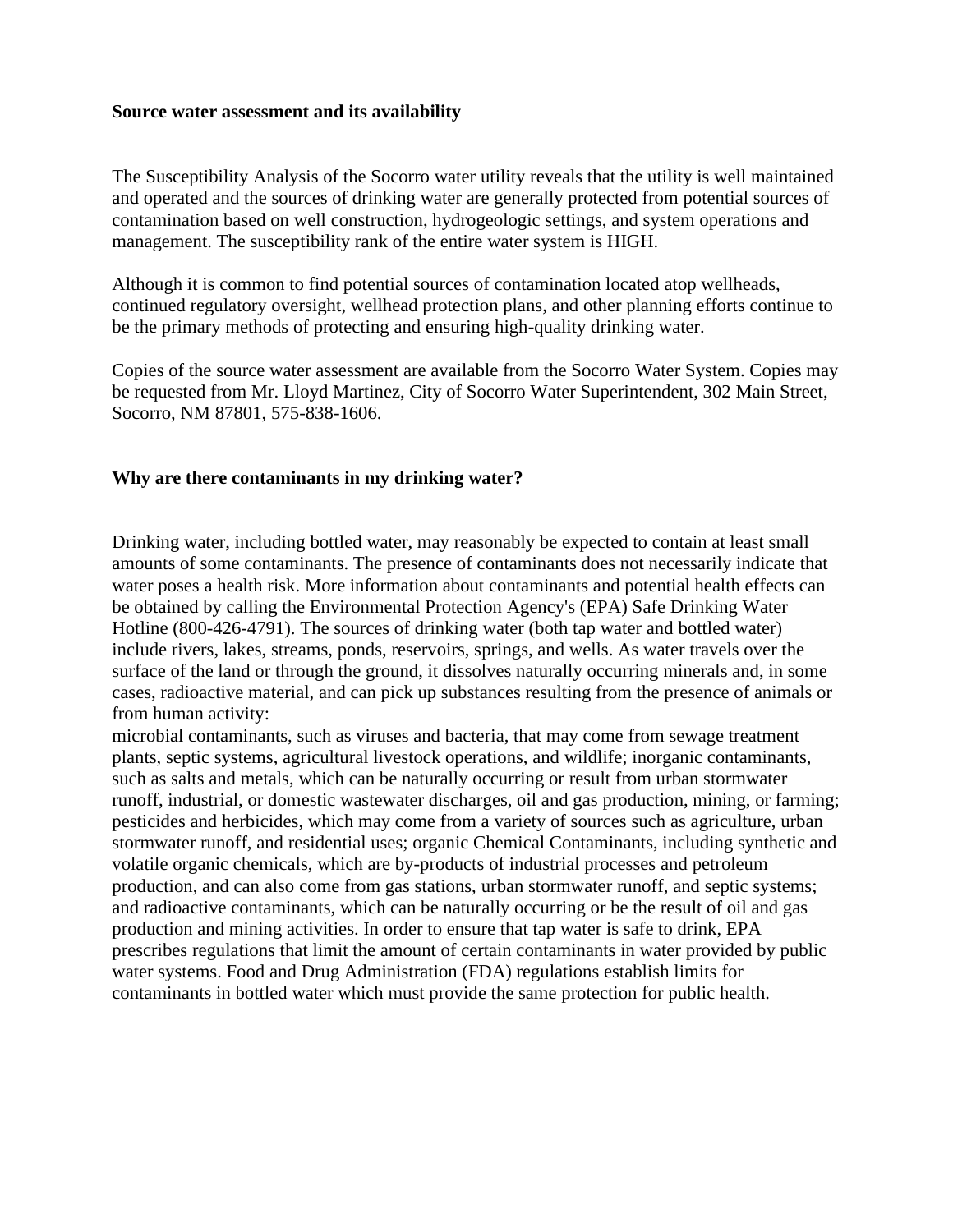**Source water assessment and its availability**

The Susceptibility Analysis of the Socorro water utility reveals that the utility is well maintained and operated and the sources of drinking water are generally protected from potential sources of contamination based on well construction, hydrogeologic settings, and system operations and management. The susceptibility rank of the entire water system is HIGH.

Although it is common to find potential sources of contamination located atop wellheads, continued regulatory oversight, wellhead protection plans, and other planning efforts continue to be the primary methods of protecting and ensuring high-quality drinking water.

Copies of the source water assessment are available from the Socorro Water System. Copies may be requested from Mr. Lloyd Martinez, City of Socorro Water Superintendent, 302 Main Street, Socorro, NM 87801, 575-838-1606.

**Why are there contaminants in my drinking water?**

Drinking water, including bottled water, may reasonably be expected to contain at least small amounts of some contaminants. The presence of contaminants does not necessarily indicate that water poses a health risk. More information about contaminants and potential health effects can be obtained by calling the Environmental Protection Agency's (EPA) Safe Drinking Water Hotline (800-426-4791). The sources of drinking water (both tap water and bottled water) include rivers, lakes, streams, ponds, reservoirs, springs, and wells. As water travels over the surface of the land or through the ground, it dissolves naturally occurring minerals and, in some cases, radioactive material, and can pick up substances resulting from the presence of animals or from human activity:
microbial contaminants, such as viruses and bacteria, that may come from sewage treatment plants, septic systems, agricultural livestock operations, and wildlife; inorganic contaminants, such as salts and metals, which can be naturally occurring or result from urban stormwater runoff, industrial, or domestic wastewater discharges, oil and gas production, mining, or farming; pesticides and herbicides, which may come from a variety of sources such as agriculture, urban stormwater runoff, and residential uses; organic Chemical Contaminants, including synthetic and volatile organic chemicals, which are by-products of industrial processes and petroleum production, and can also come from gas stations, urban stormwater runoff, and septic systems; and radioactive contaminants, which can be naturally occurring or be the result of oil and gas production and mining activities. In order to ensure that tap water is safe to drink, EPA prescribes regulations that limit the amount of certain contaminants in water provided by public water systems. Food and Drug Administration (FDA) regulations establish limits for contaminants in bottled water which must provide the same protection for public health.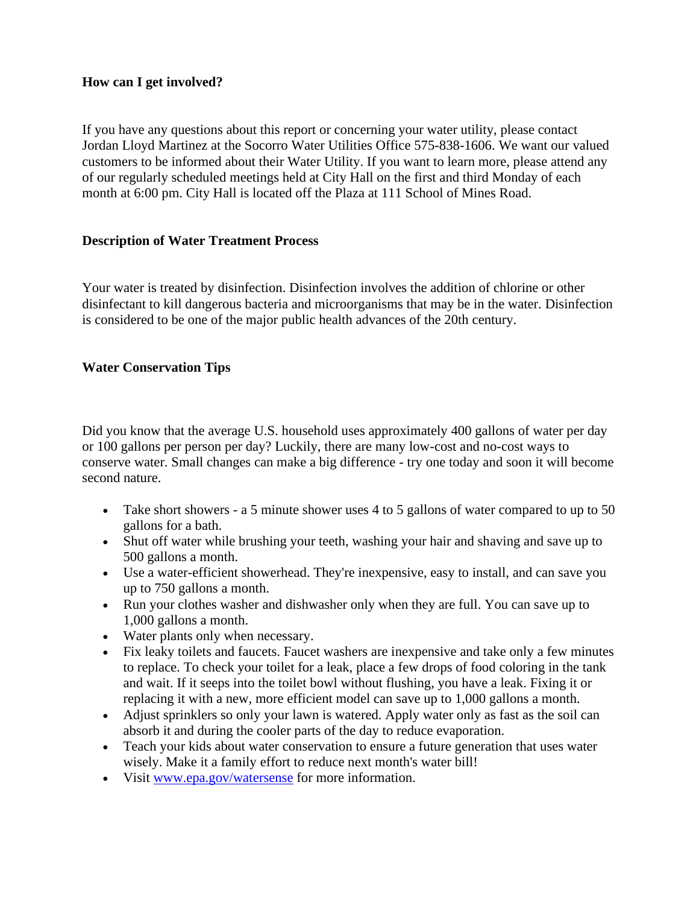**How can I get involved?**

If you have any questions about this report or concerning your water utility, please contact Jordan Lloyd Martinez at the Socorro Water Utilities Office 575-838-1606. We want our valued customers to be informed about their Water Utility. If you want to learn more, please attend any of our regularly scheduled meetings held at City Hall on the first and third Monday of each month at 6:00 pm. City Hall is located off the Plaza at 111 School of Mines Road.

**Description of Water Treatment Process**

Your water is treated by disinfection. Disinfection involves the addition of chlorine or other disinfectant to kill dangerous bacteria and microorganisms that may be in the water. Disinfection is considered to be one of the major public health advances of the 20th century.

**Water Conservation Tips**

Did you know that the average U.S. household uses approximately 400 gallons of water per day or 100 gallons per person per day? Luckily, there are many low-cost and no-cost ways to conserve water. Small changes can make a big difference - try one today and soon it will become second nature.

- Take short showers - a 5 minute shower uses 4 to 5 gallons of water compared to up to 50 gallons for a bath.
- Shut off water while brushing your teeth, washing your hair and shaving and save up to 500 gallons a month.
- Use a water-efficient showerhead. They're inexpensive, easy to install, and can save you up to 750 gallons a month.
- Run your clothes washer and dishwasher only when they are full. You can save up to 1,000 gallons a month.
- Water plants only when necessary.
- Fix leaky toilets and faucets. Faucet washers are inexpensive and take only a few minutes to replace. To check your toilet for a leak, place a few drops of food coloring in the tank and wait. If it seeps into the toilet bowl without flushing, you have a leak. Fixing it or replacing it with a new, more efficient model can save up to 1,000 gallons a month.
- Adjust sprinklers so only your lawn is watered. Apply water only as fast as the soil can absorb it and during the cooler parts of the day to reduce evaporation.
- Teach your kids about water conservation to ensure a future generation that uses water wisely. Make it a family effort to reduce next month's water bill!
- Visit [www.epa.gov/watersense](http://www.epa.gov/watersense) for more information.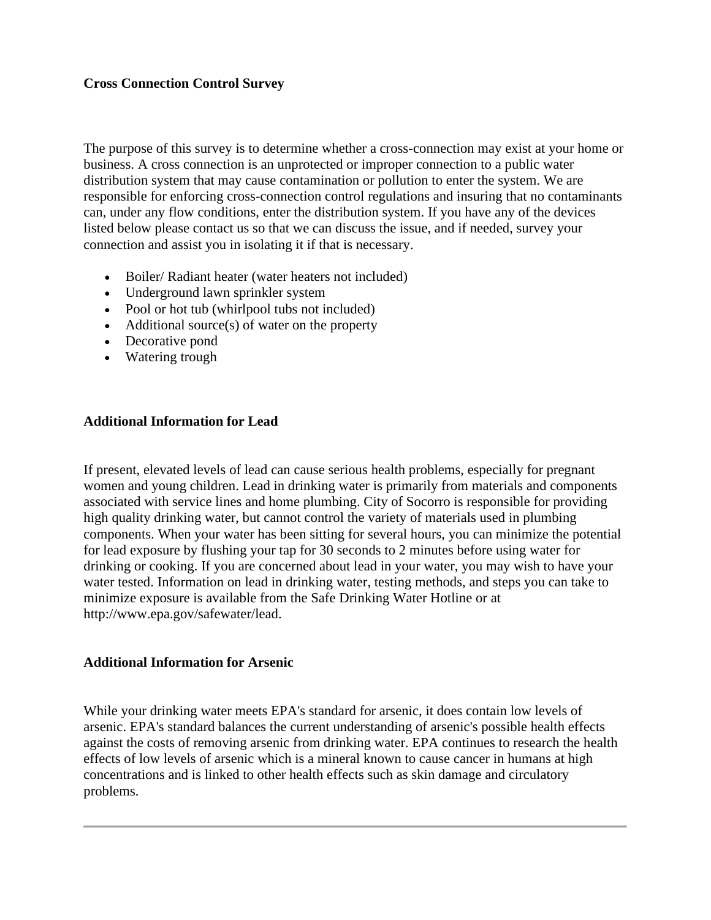**Cross Connection Control Survey**

The purpose of this survey is to determine whether a cross-connection may exist at your home or business. A cross connection is an unprotected or improper connection to a public water distribution system that may cause contamination or pollution to enter the system. We are responsible for enforcing cross-connection control regulations and insuring that no contaminants can, under any flow conditions, enter the distribution system. If you have any of the devices listed below please contact us so that we can discuss the issue, and if needed, survey your connection and assist you in isolating it if that is necessary.

- Boiler/ Radiant heater (water heaters not included)
- Underground lawn sprinkler system
- Pool or hot tub (whirlpool tubs not included)
- Additional source(s) of water on the property
- Decorative pond
- Watering trough

**Additional Information for Lead**

If present, elevated levels of lead can cause serious health problems, especially for pregnant women and young children. Lead in drinking water is primarily from materials and components associated with service lines and home plumbing. City of Socorro is responsible for providing high quality drinking water, but cannot control the variety of materials used in plumbing components. When your water has been sitting for several hours, you can minimize the potential for lead exposure by flushing your tap for 30 seconds to 2 minutes before using water for drinking or cooking. If you are concerned about lead in your water, you may wish to have your water tested. Information on lead in drinking water, testing methods, and steps you can take to minimize exposure is available from the Safe Drinking Water Hotline or at http://www.epa.gov/safewater/lead.

**Additional Information for Arsenic**

While your drinking water meets EPA's standard for arsenic, it does contain low levels of arsenic. EPA's standard balances the current understanding of arsenic's possible health effects against the costs of removing arsenic from drinking water. EPA continues to research the health effects of low levels of arsenic which is a mineral known to cause cancer in humans at high concentrations and is linked to other health effects such as skin damage and circulatory problems.

---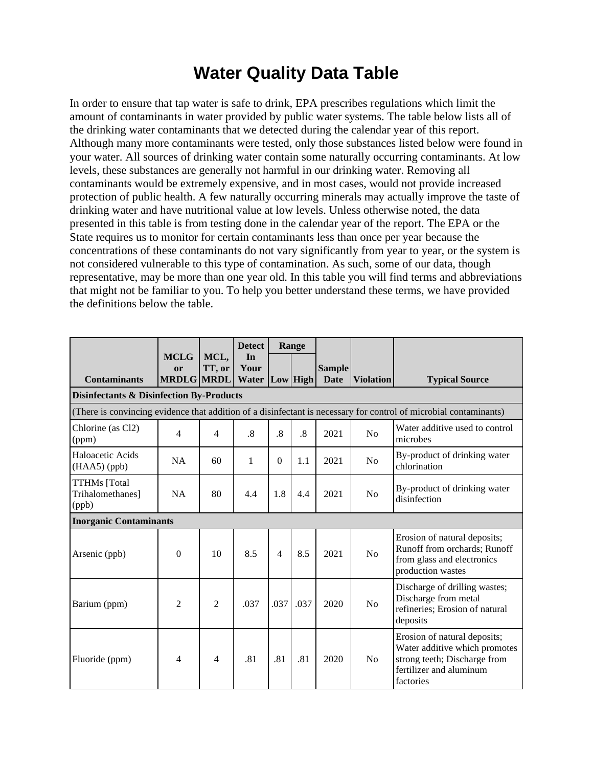# Water Quality Data Table

In order to ensure that tap water is safe to drink, EPA prescribes regulations which limit the amount of contaminants in water provided by public water systems. The table below lists all of the drinking water contaminants that we detected during the calendar year of this report. Although many more contaminants were tested, only those substances listed below were found in your water. All sources of drinking water contain some naturally occurring contaminants. At low levels, these substances are generally not harmful in our drinking water. Removing all contaminants would be extremely expensive, and in most cases, would not provide increased protection of public health. A few naturally occurring minerals may actually improve the taste of drinking water and have nutritional value at low levels. Unless otherwise noted, the data presented in this table is from testing done in the calendar year of the report. The EPA or the State requires us to monitor for certain contaminants less than once per year because the concentrations of these contaminants do not vary significantly from year to year, or the system is not considered vulnerable to this type of contamination. As such, some of our data, though representative, may be more than one year old. In this table you will find terms and abbreviations that might not be familiar to you. To help you better understand these terms, we have provided the definitions below the table.

| Contaminants | MCLG or MRDLG | MCL, TT, or MRDL | Detect In Your Water | Range | | Sample Date | Violation | Typical Source |
|---|---|---|---|---|---|---|---|---|
| | | | | Low | High | | | |
| **Disinfectants & Disinfection By-Products** | | | | | | | | |
| (There is convincing evidence that addition of a disinfectant is necessary for control of microbial contaminants) | | | | | | | | |
| Chlorine (as Cl2) (ppm) | 4 | 4 | .8 | .8 | .8 | 2021 | No | Water additive used to control microbes |
| Haloacetic Acids (HAA5) (ppb) | NA | 60 | 1 | 0 | 1.1 | 2021 | No | By-product of drinking water chlorination |
| TTHMs [Total Trihalomethanes] (ppb) | NA | 80 | 4.4 | 1.8 | 4.4 | 2021 | No | By-product of drinking water disinfection |
| **Inorganic Contaminants** | | | | | | | | |
| Arsenic (ppb) | 0 | 10 | 8.5 | 4 | 8.5 | 2021 | No | Erosion of natural deposits; Runoff from orchards; Runoff from glass and electronics production wastes |
| Barium (ppm) | 2 | 2 | .037 | .037 | .037 | 2020 | No | Discharge of drilling wastes; Discharge from metal refineries; Erosion of natural deposits |
| Fluoride (ppm) | 4 | 4 | .81 | .81 | .81 | 2020 | No | Erosion of natural deposits; Water additive which promotes strong teeth; Discharge from fertilizer and aluminum factories |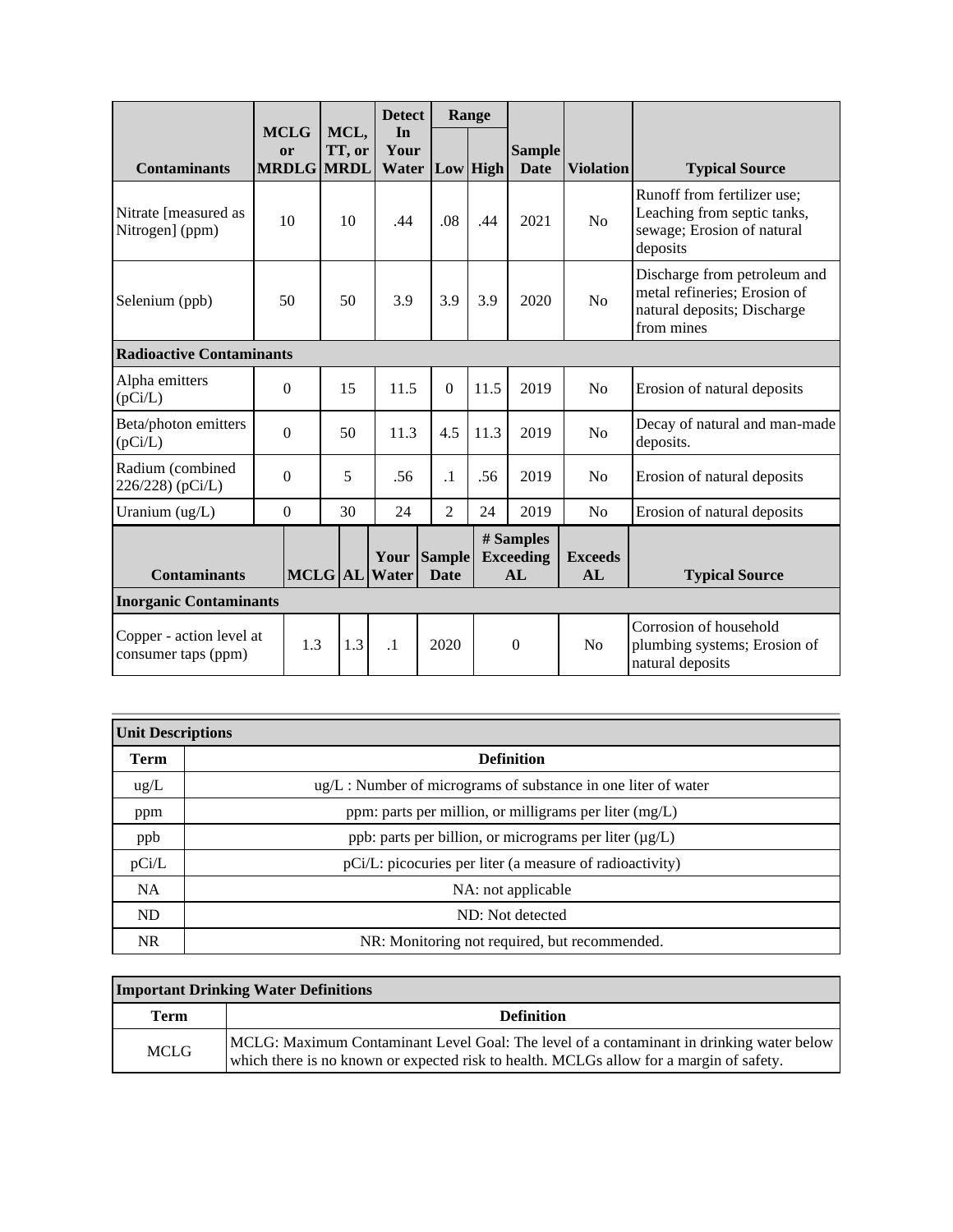| Contaminants | MCLG or MRDLG | MCL, TT, or MRDL | Detect In Your Water | Range | | Sample Date | Violation | Typical Source |
|---|---|---|---|---|---|---|---|---|
| | | | | Low | High | | | |
| Nitrate [measured as Nitrogen] (ppm) | 10 | 10 | .44 | .08 | .44 | 2021 | No | Runoff from fertilizer use; Leaching from septic tanks, sewage; Erosion of natural deposits |
| Selenium (ppb) | 50 | 50 | 3.9 | 3.9 | 3.9 | 2020 | No | Discharge from petroleum and metal refineries; Erosion of natural deposits; Discharge from mines |
| **Radioactive Contaminants** | | | | | | | | |
| Alpha emitters (pCi/L) | 0 | 15 | 11.5 | 0 | 11.5 | 2019 | No | Erosion of natural deposits |
| Beta/photon emitters (pCi/L) | 0 | 50 | 11.3 | 4.5 | 11.3 | 2019 | No | Decay of natural and man-made deposits. |
| Radium (combined 226/228) (pCi/L) | 0 | 5 | .56 | .1 | .56 | 2019 | No | Erosion of natural deposits |
| Uranium (ug/L) | 0 | 30 | 24 | 2 | 24 | 2019 | No | Erosion of natural deposits |

| Contaminants | MCLG | AL | Your Water | Sample Date | # Samples Exceeding AL | Exceeds AL | Typical Source |
|---|---|---|---|---|---|---|---|
| **Inorganic Contaminants** | | | | | | | |
| Copper - action level at consumer taps (ppm) | 1.3 | 1.3 | .1 | 2020 | 0 | No | Corrosion of household plumbing systems; Erosion of natural deposits |

| Unit Descriptions | |
|---|---|
| **Term** | **Definition** |
| ug/L | ug/L : Number of micrograms of substance in one liter of water |
| ppm | ppm: parts per million, or milligrams per liter (mg/L) |
| ppb | ppb: parts per billion, or micrograms per liter (µg/L) |
| pCi/L | pCi/L: picocuries per liter (a measure of radioactivity) |
| NA | NA: not applicable |
| ND | ND: Not detected |
| NR | NR: Monitoring not required, but recommended. |

| Important Drinking Water Definitions | |
|---|---|
| **Term** | **Definition** |
| MCLG | MCLG: Maximum Contaminant Level Goal: The level of a contaminant in drinking water below which there is no known or expected risk to health. MCLGs allow for a margin of safety. |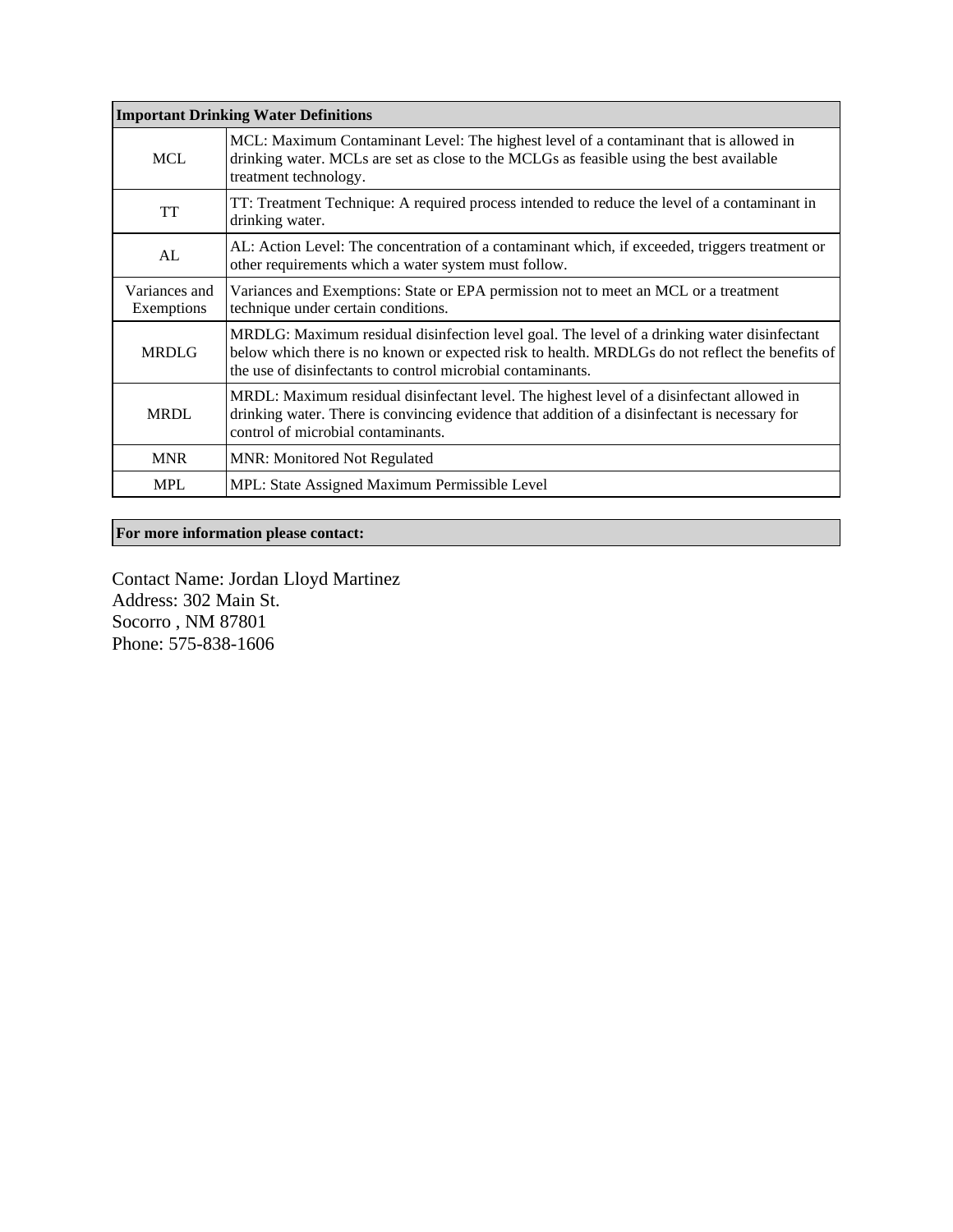| Important Drinking Water Definitions | |
|---|---|
| MCL | MCL: Maximum Contaminant Level: The highest level of a contaminant that is allowed in drinking water. MCLs are set as close to the MCLGs as feasible using the best available treatment technology. |
| TT | TT: Treatment Technique: A required process intended to reduce the level of a contaminant in drinking water. |
| AL | AL: Action Level: The concentration of a contaminant which, if exceeded, triggers treatment or other requirements which a water system must follow. |
| Variances and Exemptions | Variances and Exemptions: State or EPA permission not to meet an MCL or a treatment technique under certain conditions. |
| MRDLG | MRDLG: Maximum residual disinfection level goal. The level of a drinking water disinfectant below which there is no known or expected risk to health. MRDLGs do not reflect the benefits of the use of disinfectants to control microbial contaminants. |
| MRDL | MRDL: Maximum residual disinfectant level. The highest level of a disinfectant allowed in drinking water. There is convincing evidence that addition of a disinfectant is necessary for control of microbial contaminants. |
| MNR | MNR: Monitored Not Regulated |
| MPL | MPL: State Assigned Maximum Permissible Level |

**For more information please contact:**

Contact Name: Jordan Lloyd Martinez
Address: 302 Main St.
Socorro , NM 87801
Phone: 575-838-1606